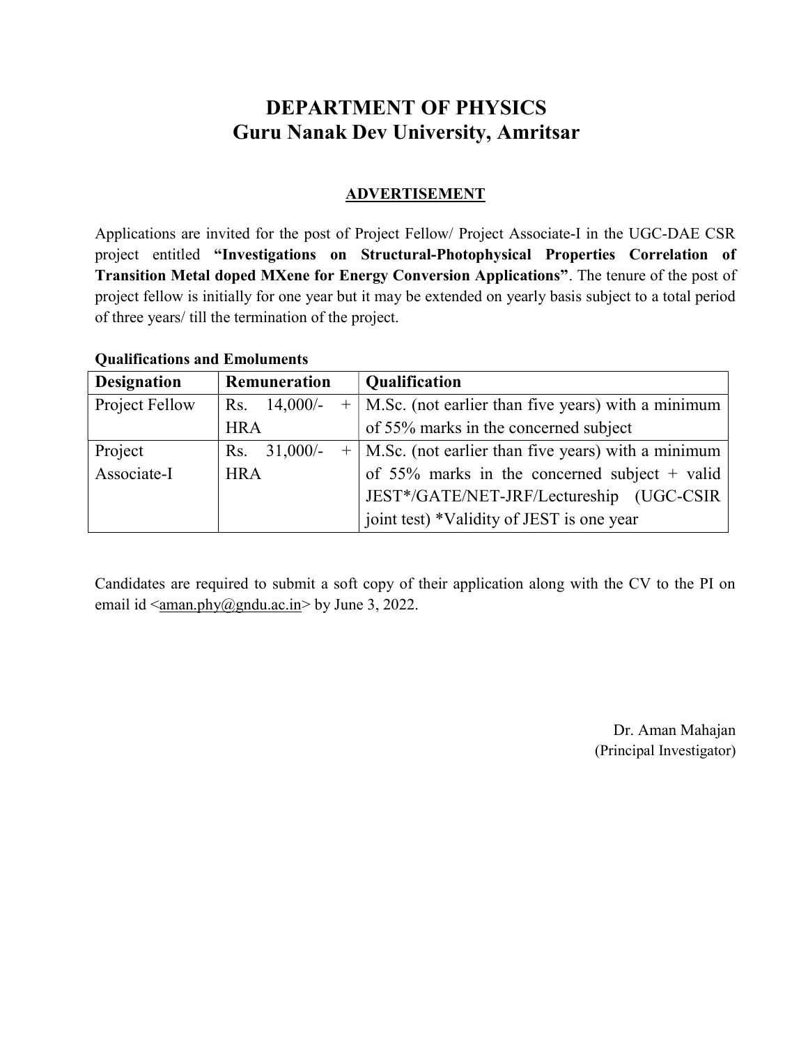# DEPARTMENT OF PHYSICS
# Guru Nanak Dev University, Amritsar

## ADVERTISEMENT

Applications are invited for the post of Project Fellow/ Project Associate-I in the UGC-DAE CSR project entitled **"Investigations on Structural-Photophysical Properties Correlation of Transition Metal doped MXene for Energy Conversion Applications"**. The tenure of the post of project fellow is initially for one year but it may be extended on yearly basis subject to a total period of three years/ till the termination of the project.

**Qualifications and Emoluments**

| Designation | Remuneration | Qualification |
|---|---|---|
| Project Fellow | Rs. 14,000/- + HRA | M.Sc. (not earlier than five years) with a minimum of 55% marks in the concerned subject |
| Project Associate-I | Rs. 31,000/- + HRA | M.Sc. (not earlier than five years) with a minimum of 55% marks in the concerned subject + valid JEST*/GATE/NET-JRF/Lectureship (UGC-CSIR joint test) *Validity of JEST is one year |

Candidates are required to submit a soft copy of their application along with the CV to the PI on email id <aman.phy@gndu.ac.in> by June 3, 2022.

Dr. Aman Mahajan
(Principal Investigator)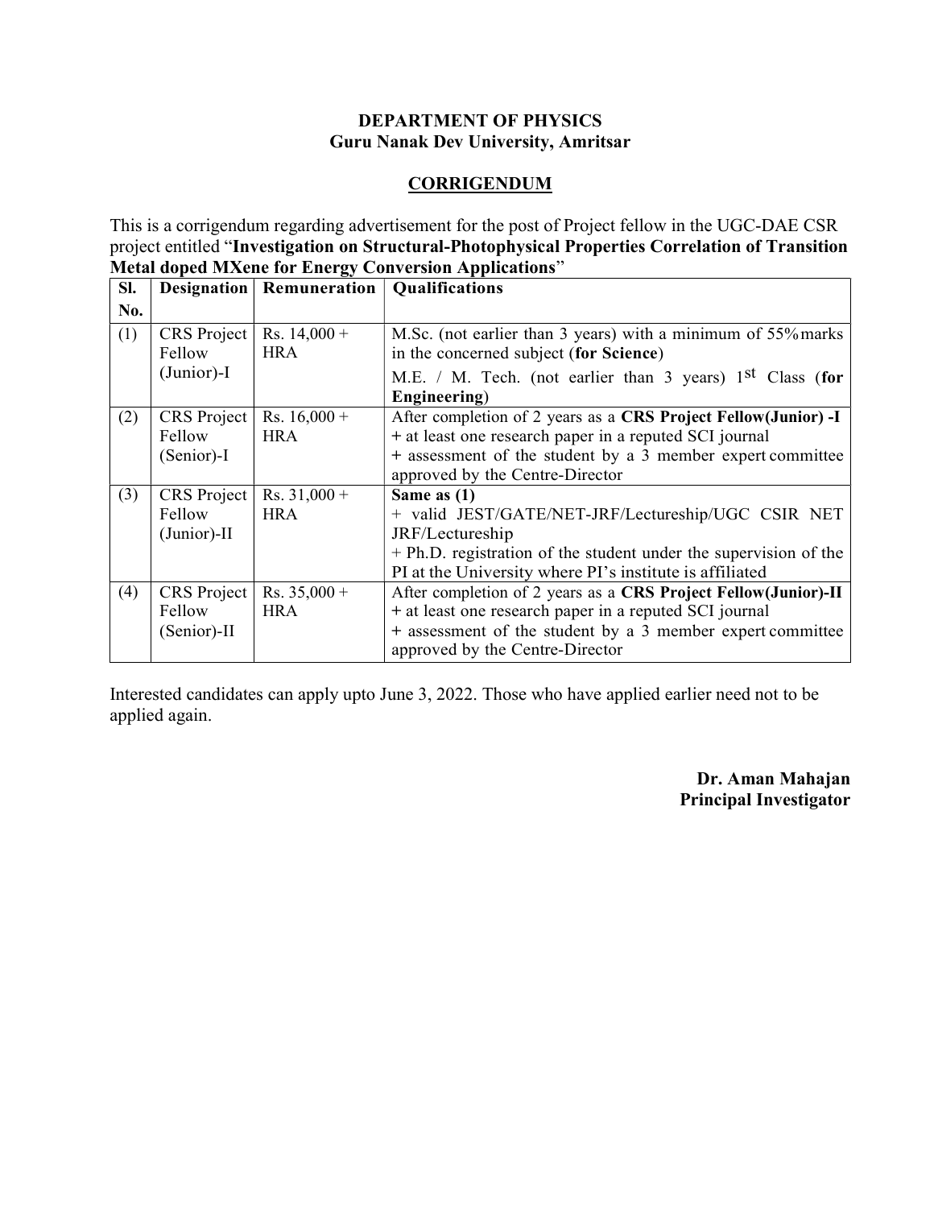**DEPARTMENT OF PHYSICS**
**Guru Nanak Dev University, Amritsar**

## CORRIGENDUM

This is a corrigendum regarding advertisement for the post of Project fellow in the UGC-DAE CSR project entitled "**Investigation on Structural-Photophysical Properties Correlation of Transition Metal doped MXene for Energy Conversion Applications**"

| Sl. No. | Designation | Remuneration | Qualifications |
|---|---|---|---|
| (1) | CRS Project Fellow (Junior)-I | Rs. 14,000 + HRA | M.Sc. (not earlier than 3 years) with a minimum of 55% marks in the concerned subject (**for Science**)<br>M.E. / M. Tech. (not earlier than 3 years) 1st Class (**for Engineering**) |
| (2) | CRS Project Fellow (Senior)-I | Rs. 16,000 + HRA | After completion of 2 years as a **CRS Project Fellow(Junior) -I** + at least one research paper in a reputed SCI journal + assessment of the student by a 3 member expert committee approved by the Centre-Director |
| (3) | CRS Project Fellow (Junior)-II | Rs. 31,000 + HRA | **Same as (1)**<br>+ valid JEST/GATE/NET-JRF/Lectureship/UGC CSIR NET JRF/Lectureship<br>+ Ph.D. registration of the student under the supervision of the PI at the University where PI's institute is affiliated |
| (4) | CRS Project Fellow (Senior)-II | Rs. 35,000 + HRA | After completion of 2 years as a **CRS Project Fellow(Junior)-II** + at least one research paper in a reputed SCI journal + assessment of the student by a 3 member expert committee approved by the Centre-Director |

Interested candidates can apply upto June 3, 2022. Those who have applied earlier need not to be applied again.

**Dr. Aman Mahajan**
**Principal Investigator**